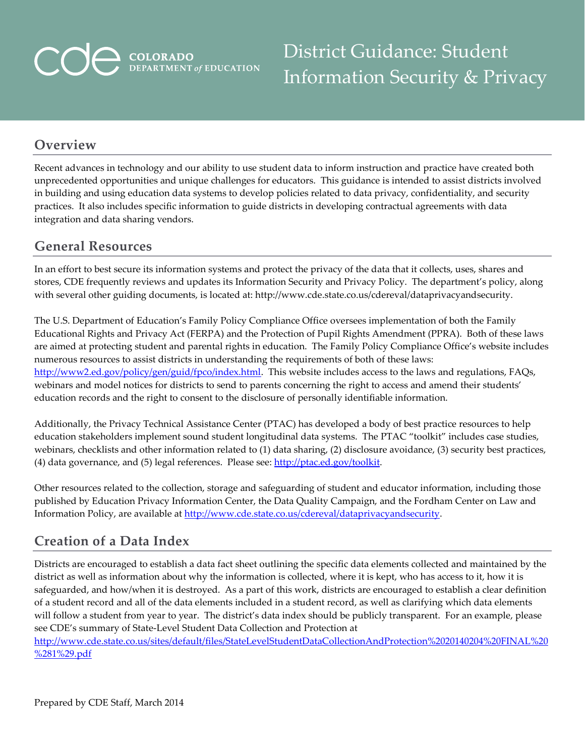COLORADO DEPARTMENT *of* EDUCATION

# District Guidance: Student Information Security & Privacy

## Overview

Recent advances in technology and our ability to use student data to inform instruction and practice have created both unprecedented opportunities and unique challenges for educators. This guidance is intended to assist districts involved in building and using education data systems to develop policies related to data privacy, confidentiality, and security practices. It also includes specific information to guide districts in developing contractual agreements with data integration and data sharing vendors.

## General Resources

In an effort to best secure its information systems and protect the privacy of the data that it collects, uses, shares and stores, CDE frequently reviews and updates its Information Security and Privacy Policy. The department's policy, along with several other guiding documents, is located at: http://www.cde.state.co.us/cdereval/dataprivacyandsecurity.

The U.S. Department of Education's Family Policy Compliance Office oversees implementation of both the Family Educational Rights and Privacy Act (FERPA) and the Protection of Pupil Rights Amendment (PPRA). Both of these laws are aimed at protecting student and parental rights in education. The Family Policy Compliance Office's website includes numerous resources to assist districts in understanding the requirements of both of these laws: http://www2.ed.gov/policy/gen/guid/fpco/index.html. This website includes access to the laws and regulations, FAQs, webinars and model notices for districts to send to parents concerning the right to access and amend their students' education records and the right to consent to the disclosure of personally identifiable information.

Additionally, the Privacy Technical Assistance Center (PTAC) has developed a body of best practice resources to help education stakeholders implement sound student longitudinal data systems. The PTAC "toolkit" includes case studies, webinars, checklists and other information related to (1) data sharing, (2) disclosure avoidance, (3) security best practices, (4) data governance, and (5) legal references. Please see: http://ptac.ed.gov/toolkit.

Other resources related to the collection, storage and safeguarding of student and educator information, including those published by Education Privacy Information Center, the Data Quality Campaign, and the Fordham Center on Law and Information Policy, are available at http://www.cde.state.co.us/cdereval/dataprivacyandsecurity.

## Creation of a Data Index

Districts are encouraged to establish a data fact sheet outlining the specific data elements collected and maintained by the district as well as information about why the information is collected, where it is kept, who has access to it, how it is safeguarded, and how/when it is destroyed. As a part of this work, districts are encouraged to establish a clear definition of a student record and all of the data elements included in a student record, as well as clarifying which data elements will follow a student from year to year. The district's data index should be publicly transparent. For an example, please see CDE's summary of State-Level Student Data Collection and Protection at http://www.cde.state.co.us/sites/default/files/StateLevelStudentDataCollectionAndProtection%2020140204%20FINAL%20%281%29.pdf

Prepared by CDE Staff, March 2014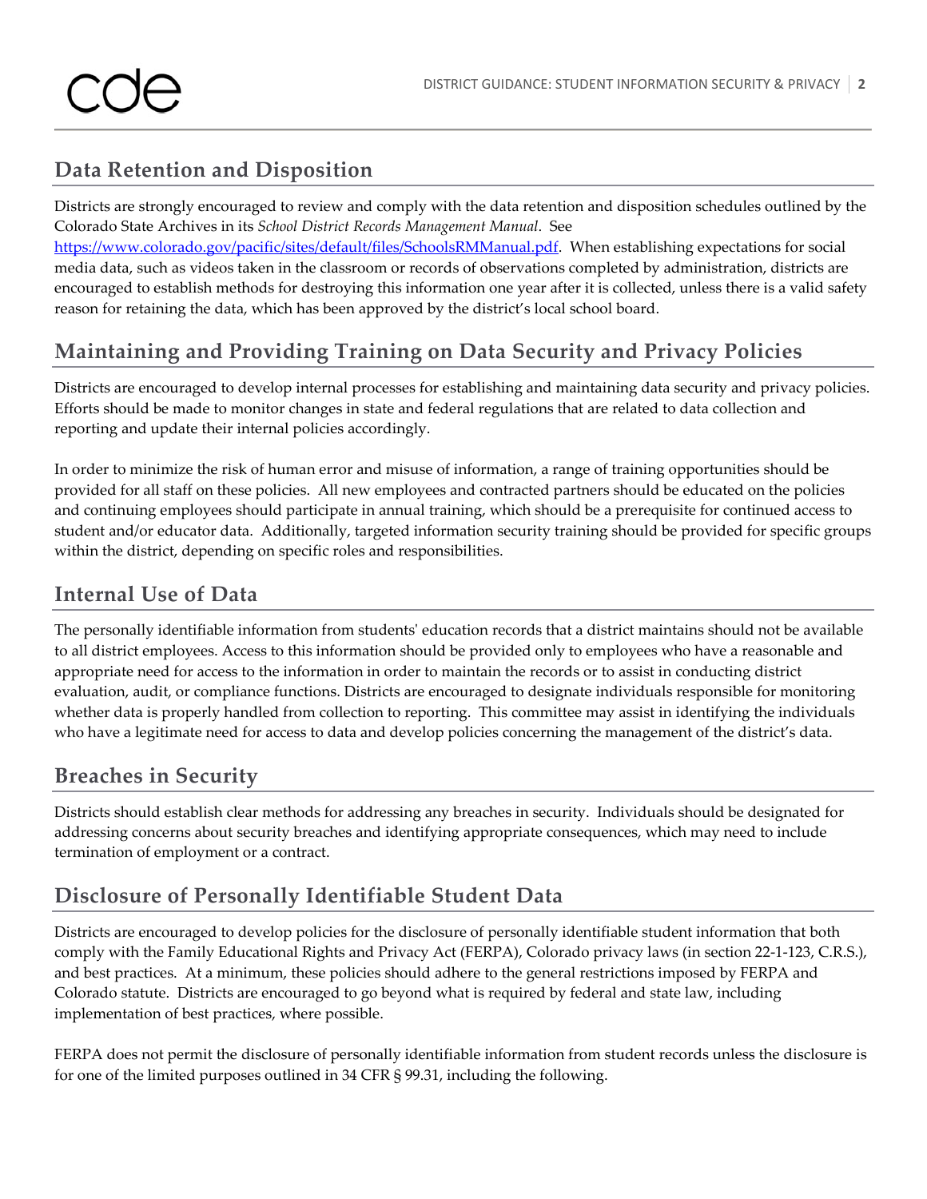## Data Retention and Disposition

Districts are strongly encouraged to review and comply with the data retention and disposition schedules outlined by the Colorado State Archives in its *School District Records Management Manual*. See [https://www.colorado.gov/pacific/sites/default/files/SchoolsRMManual.pdf](https://www.colorado.gov/pacific/sites/default/files/SchoolsRMManual.pdf). When establishing expectations for social media data, such as videos taken in the classroom or records of observations completed by administration, districts are encouraged to establish methods for destroying this information one year after it is collected, unless there is a valid safety reason for retaining the data, which has been approved by the district's local school board.

## Maintaining and Providing Training on Data Security and Privacy Policies

Districts are encouraged to develop internal processes for establishing and maintaining data security and privacy policies. Efforts should be made to monitor changes in state and federal regulations that are related to data collection and reporting and update their internal policies accordingly.

In order to minimize the risk of human error and misuse of information, a range of training opportunities should be provided for all staff on these policies. All new employees and contracted partners should be educated on the policies and continuing employees should participate in annual training, which should be a prerequisite for continued access to student and/or educator data. Additionally, targeted information security training should be provided for specific groups within the district, depending on specific roles and responsibilities.

## Internal Use of Data

The personally identifiable information from students' education records that a district maintains should not be available to all district employees. Access to this information should be provided only to employees who have a reasonable and appropriate need for access to the information in order to maintain the records or to assist in conducting district evaluation, audit, or compliance functions. Districts are encouraged to designate individuals responsible for monitoring whether data is properly handled from collection to reporting. This committee may assist in identifying the individuals who have a legitimate need for access to data and develop policies concerning the management of the district's data.

## Breaches in Security

Districts should establish clear methods for addressing any breaches in security. Individuals should be designated for addressing concerns about security breaches and identifying appropriate consequences, which may need to include termination of employment or a contract.

## Disclosure of Personally Identifiable Student Data

Districts are encouraged to develop policies for the disclosure of personally identifiable student information that both comply with the Family Educational Rights and Privacy Act (FERPA), Colorado privacy laws (in section 22-1-123, C.R.S.), and best practices. At a minimum, these policies should adhere to the general restrictions imposed by FERPA and Colorado statute. Districts are encouraged to go beyond what is required by federal and state law, including implementation of best practices, where possible.

FERPA does not permit the disclosure of personally identifiable information from student records unless the disclosure is for one of the limited purposes outlined in 34 CFR § 99.31, including the following.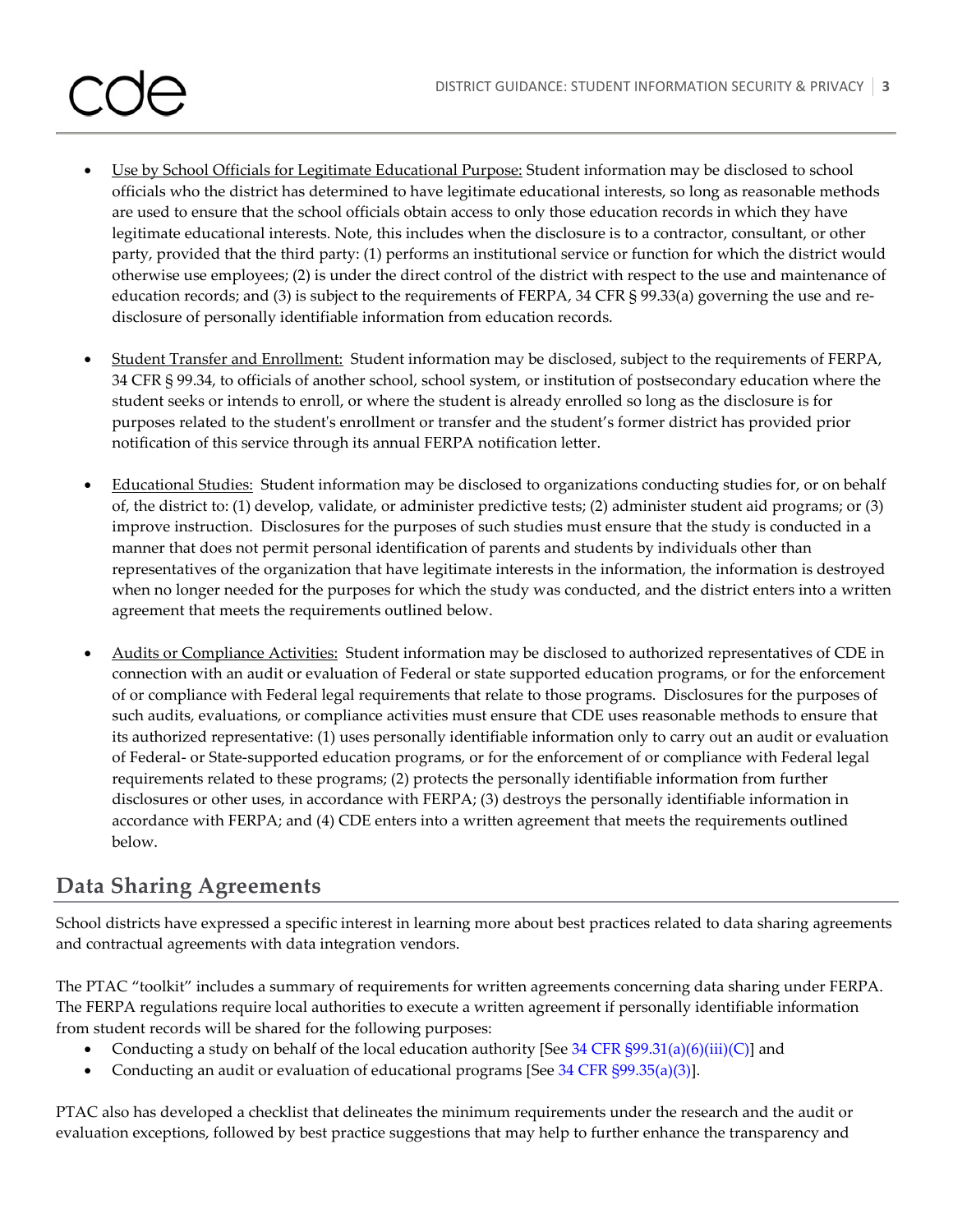- Use by School Officials for Legitimate Educational Purpose: Student information may be disclosed to school officials who the district has determined to have legitimate educational interests, so long as reasonable methods are used to ensure that the school officials obtain access to only those education records in which they have legitimate educational interests. Note, this includes when the disclosure is to a contractor, consultant, or other party, provided that the third party: (1) performs an institutional service or function for which the district would otherwise use employees; (2) is under the direct control of the district with respect to the use and maintenance of education records; and (3) is subject to the requirements of FERPA, 34 CFR § 99.33(a) governing the use and re-disclosure of personally identifiable information from education records.

- Student Transfer and Enrollment: Student information may be disclosed, subject to the requirements of FERPA, 34 CFR § 99.34, to officials of another school, school system, or institution of postsecondary education where the student seeks or intends to enroll, or where the student is already enrolled so long as the disclosure is for purposes related to the student's enrollment or transfer and the student's former district has provided prior notification of this service through its annual FERPA notification letter.

- Educational Studies: Student information may be disclosed to organizations conducting studies for, or on behalf of, the district to: (1) develop, validate, or administer predictive tests; (2) administer student aid programs; or (3) improve instruction. Disclosures for the purposes of such studies must ensure that the study is conducted in a manner that does not permit personal identification of parents and students by individuals other than representatives of the organization that have legitimate interests in the information, the information is destroyed when no longer needed for the purposes for which the study was conducted, and the district enters into a written agreement that meets the requirements outlined below.

- Audits or Compliance Activities: Student information may be disclosed to authorized representatives of CDE in connection with an audit or evaluation of Federal or state supported education programs, or for the enforcement of or compliance with Federal legal requirements that relate to those programs. Disclosures for the purposes of such audits, evaluations, or compliance activities must ensure that CDE uses reasonable methods to ensure that its authorized representative: (1) uses personally identifiable information only to carry out an audit or evaluation of Federal- or State-supported education programs, or for the enforcement of or compliance with Federal legal requirements related to these programs; (2) protects the personally identifiable information from further disclosures or other uses, in accordance with FERPA; (3) destroys the personally identifiable information in accordance with FERPA; and (4) CDE enters into a written agreement that meets the requirements outlined below.

## Data Sharing Agreements

School districts have expressed a specific interest in learning more about best practices related to data sharing agreements and contractual agreements with data integration vendors.

The PTAC "toolkit" includes a summary of requirements for written agreements concerning data sharing under FERPA. The FERPA regulations require local authorities to execute a written agreement if personally identifiable information from student records will be shared for the following purposes:

- Conducting a study on behalf of the local education authority [See 34 CFR §99.31(a)(6)(iii)(C)] and
- Conducting an audit or evaluation of educational programs [See 34 CFR §99.35(a)(3)].

PTAC also has developed a checklist that delineates the minimum requirements under the research and the audit or evaluation exceptions, followed by best practice suggestions that may help to further enhance the transparency and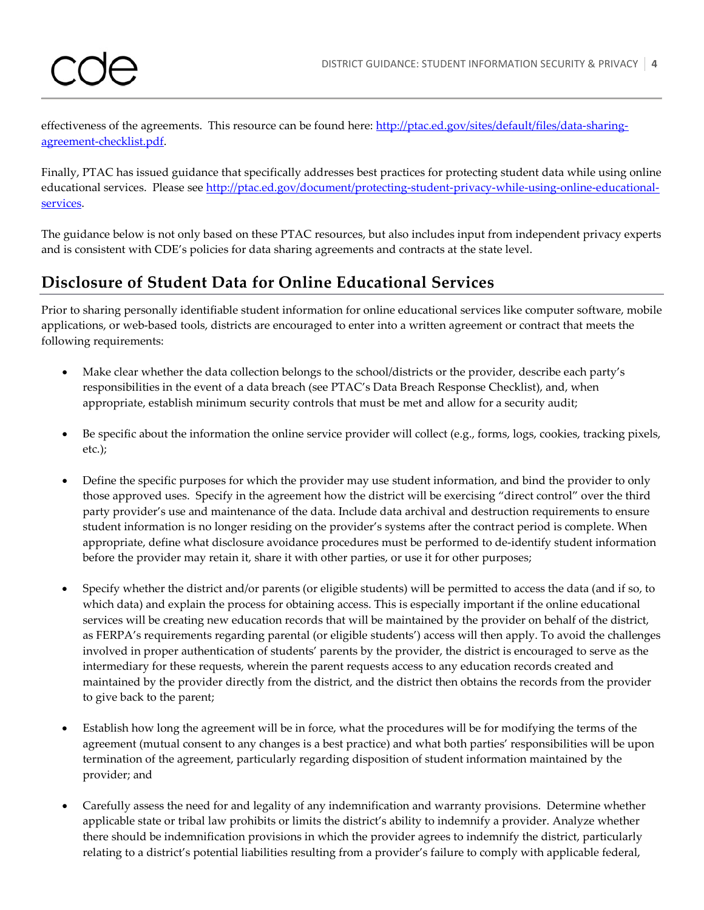effectiveness of the agreements. This resource can be found here: [http://ptac.ed.gov/sites/default/files/data-sharing-agreement-checklist.pdf](http://ptac.ed.gov/sites/default/files/data-sharing-agreement-checklist.pdf).

Finally, PTAC has issued guidance that specifically addresses best practices for protecting student data while using online educational services. Please see [http://ptac.ed.gov/document/protecting-student-privacy-while-using-online-educational-services](http://ptac.ed.gov/document/protecting-student-privacy-while-using-online-educational-services).

The guidance below is not only based on these PTAC resources, but also includes input from independent privacy experts and is consistent with CDE's policies for data sharing agreements and contracts at the state level.

## Disclosure of Student Data for Online Educational Services

Prior to sharing personally identifiable student information for online educational services like computer software, mobile applications, or web-based tools, districts are encouraged to enter into a written agreement or contract that meets the following requirements:

- Make clear whether the data collection belongs to the school/districts or the provider, describe each party's responsibilities in the event of a data breach (see PTAC's Data Breach Response Checklist), and, when appropriate, establish minimum security controls that must be met and allow for a security audit;

- Be specific about the information the online service provider will collect (e.g., forms, logs, cookies, tracking pixels, etc.);

- Define the specific purposes for which the provider may use student information, and bind the provider to only those approved uses. Specify in the agreement how the district will be exercising "direct control" over the third party provider's use and maintenance of the data. Include data archival and destruction requirements to ensure student information is no longer residing on the provider's systems after the contract period is complete. When appropriate, define what disclosure avoidance procedures must be performed to de-identify student information before the provider may retain it, share it with other parties, or use it for other purposes;

- Specify whether the district and/or parents (or eligible students) will be permitted to access the data (and if so, to which data) and explain the process for obtaining access. This is especially important if the online educational services will be creating new education records that will be maintained by the provider on behalf of the district, as FERPA's requirements regarding parental (or eligible students') access will then apply. To avoid the challenges involved in proper authentication of students' parents by the provider, the district is encouraged to serve as the intermediary for these requests, wherein the parent requests access to any education records created and maintained by the provider directly from the district, and the district then obtains the records from the provider to give back to the parent;

- Establish how long the agreement will be in force, what the procedures will be for modifying the terms of the agreement (mutual consent to any changes is a best practice) and what both parties' responsibilities will be upon termination of the agreement, particularly regarding disposition of student information maintained by the provider; and

- Carefully assess the need for and legality of any indemnification and warranty provisions. Determine whether applicable state or tribal law prohibits or limits the district's ability to indemnify a provider. Analyze whether there should be indemnification provisions in which the provider agrees to indemnify the district, particularly relating to a district's potential liabilities resulting from a provider's failure to comply with applicable federal,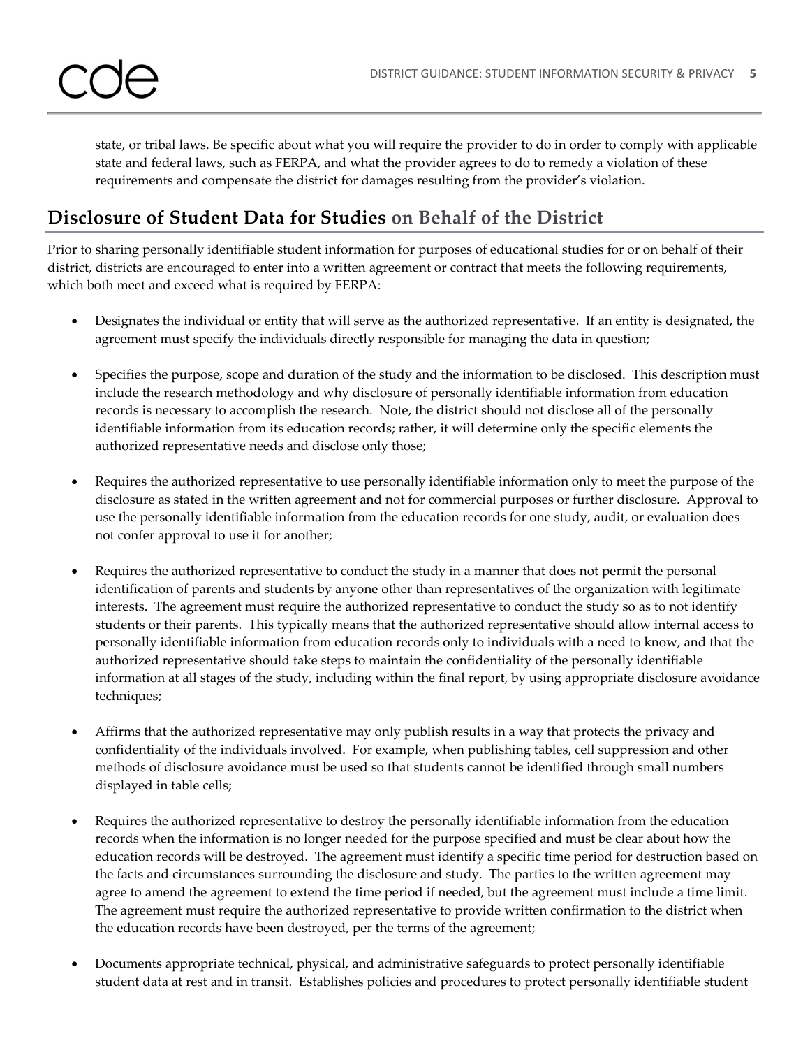state, or tribal laws. Be specific about what you will require the provider to do in order to comply with applicable state and federal laws, such as FERPA, and what the provider agrees to do to remedy a violation of these requirements and compensate the district for damages resulting from the provider's violation.

## Disclosure of Student Data for Studies on Behalf of the District

Prior to sharing personally identifiable student information for purposes of educational studies for or on behalf of their district, districts are encouraged to enter into a written agreement or contract that meets the following requirements, which both meet and exceed what is required by FERPA:

- Designates the individual or entity that will serve as the authorized representative. If an entity is designated, the agreement must specify the individuals directly responsible for managing the data in question;

- Specifies the purpose, scope and duration of the study and the information to be disclosed. This description must include the research methodology and why disclosure of personally identifiable information from education records is necessary to accomplish the research. Note, the district should not disclose all of the personally identifiable information from its education records; rather, it will determine only the specific elements the authorized representative needs and disclose only those;

- Requires the authorized representative to use personally identifiable information only to meet the purpose of the disclosure as stated in the written agreement and not for commercial purposes or further disclosure. Approval to use the personally identifiable information from the education records for one study, audit, or evaluation does not confer approval to use it for another;

- Requires the authorized representative to conduct the study in a manner that does not permit the personal identification of parents and students by anyone other than representatives of the organization with legitimate interests. The agreement must require the authorized representative to conduct the study so as to not identify students or their parents. This typically means that the authorized representative should allow internal access to personally identifiable information from education records only to individuals with a need to know, and that the authorized representative should take steps to maintain the confidentiality of the personally identifiable information at all stages of the study, including within the final report, by using appropriate disclosure avoidance techniques;

- Affirms that the authorized representative may only publish results in a way that protects the privacy and confidentiality of the individuals involved. For example, when publishing tables, cell suppression and other methods of disclosure avoidance must be used so that students cannot be identified through small numbers displayed in table cells;

- Requires the authorized representative to destroy the personally identifiable information from the education records when the information is no longer needed for the purpose specified and must be clear about how the education records will be destroyed. The agreement must identify a specific time period for destruction based on the facts and circumstances surrounding the disclosure and study. The parties to the written agreement may agree to amend the agreement to extend the time period if needed, but the agreement must include a time limit. The agreement must require the authorized representative to provide written confirmation to the district when the education records have been destroyed, per the terms of the agreement;

- Documents appropriate technical, physical, and administrative safeguards to protect personally identifiable student data at rest and in transit. Establishes policies and procedures to protect personally identifiable student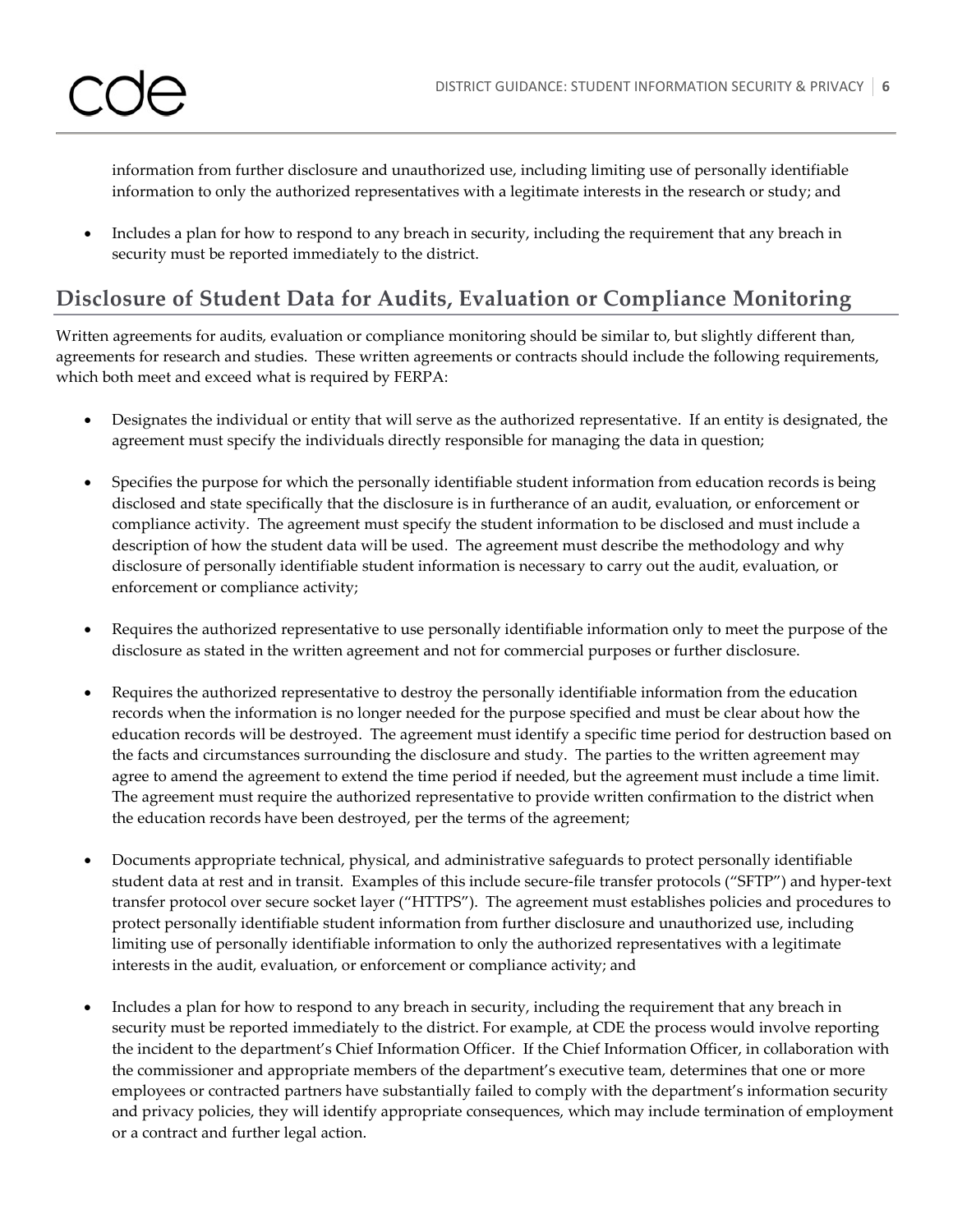information from further disclosure and unauthorized use, including limiting use of personally identifiable information to only the authorized representatives with a legitimate interests in the research or study; and

- Includes a plan for how to respond to any breach in security, including the requirement that any breach in security must be reported immediately to the district.

## Disclosure of Student Data for Audits, Evaluation or Compliance Monitoring

Written agreements for audits, evaluation or compliance monitoring should be similar to, but slightly different than, agreements for research and studies. These written agreements or contracts should include the following requirements, which both meet and exceed what is required by FERPA:

- Designates the individual or entity that will serve as the authorized representative. If an entity is designated, the agreement must specify the individuals directly responsible for managing the data in question;

- Specifies the purpose for which the personally identifiable student information from education records is being disclosed and state specifically that the disclosure is in furtherance of an audit, evaluation, or enforcement or compliance activity. The agreement must specify the student information to be disclosed and must include a description of how the student data will be used. The agreement must describe the methodology and why disclosure of personally identifiable student information is necessary to carry out the audit, evaluation, or enforcement or compliance activity;

- Requires the authorized representative to use personally identifiable information only to meet the purpose of the disclosure as stated in the written agreement and not for commercial purposes or further disclosure.

- Requires the authorized representative to destroy the personally identifiable information from the education records when the information is no longer needed for the purpose specified and must be clear about how the education records will be destroyed. The agreement must identify a specific time period for destruction based on the facts and circumstances surrounding the disclosure and study. The parties to the written agreement may agree to amend the agreement to extend the time period if needed, but the agreement must include a time limit. The agreement must require the authorized representative to provide written confirmation to the district when the education records have been destroyed, per the terms of the agreement;

- Documents appropriate technical, physical, and administrative safeguards to protect personally identifiable student data at rest and in transit. Examples of this include secure-file transfer protocols ("SFTP") and hyper-text transfer protocol over secure socket layer ("HTTPS"). The agreement must establishes policies and procedures to protect personally identifiable student information from further disclosure and unauthorized use, including limiting use of personally identifiable information to only the authorized representatives with a legitimate interests in the audit, evaluation, or enforcement or compliance activity; and

- Includes a plan for how to respond to any breach in security, including the requirement that any breach in security must be reported immediately to the district. For example, at CDE the process would involve reporting the incident to the department's Chief Information Officer. If the Chief Information Officer, in collaboration with the commissioner and appropriate members of the department's executive team, determines that one or more employees or contracted partners have substantially failed to comply with the department's information security and privacy policies, they will identify appropriate consequences, which may include termination of employment or a contract and further legal action.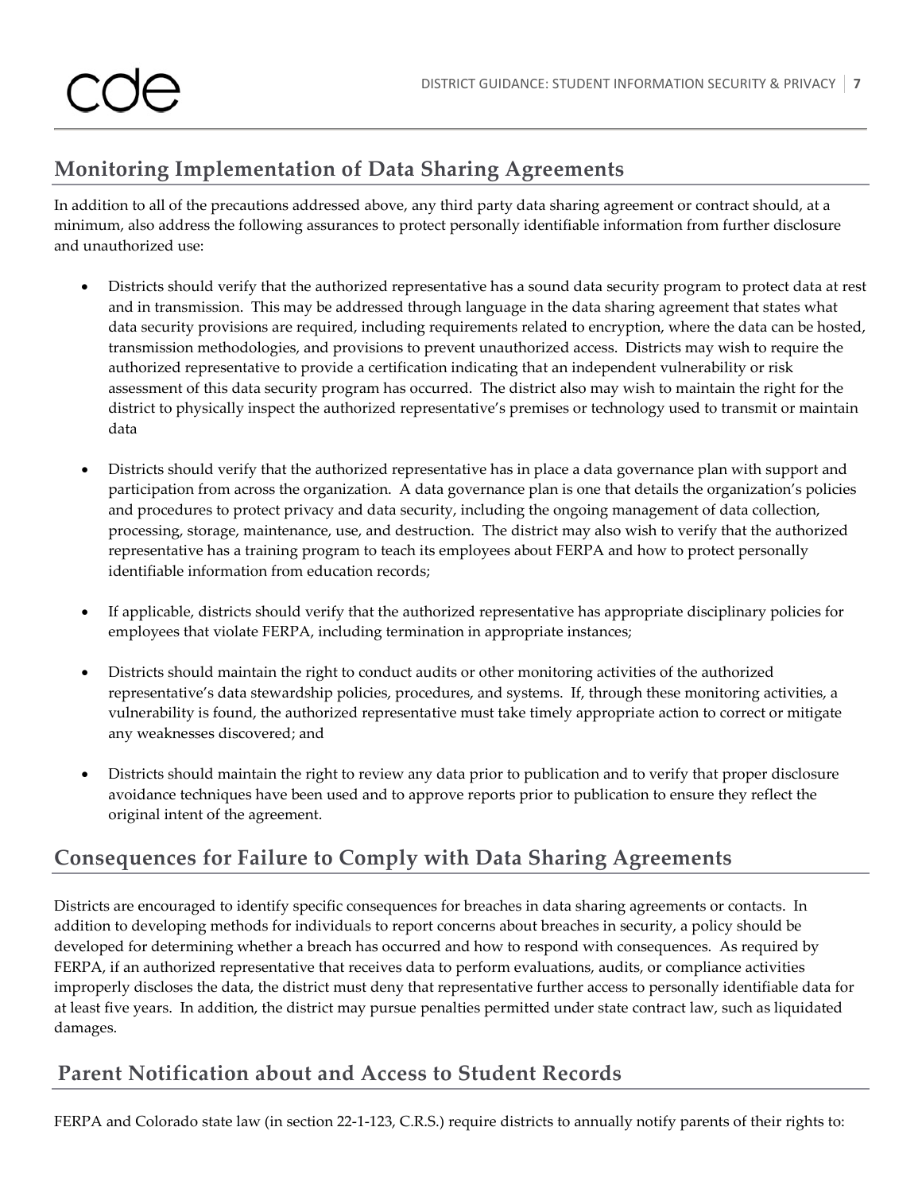## Monitoring Implementation of Data Sharing Agreements

In addition to all of the precautions addressed above, any third party data sharing agreement or contract should, at a minimum, also address the following assurances to protect personally identifiable information from further disclosure and unauthorized use:

- Districts should verify that the authorized representative has a sound data security program to protect data at rest and in transmission. This may be addressed through language in the data sharing agreement that states what data security provisions are required, including requirements related to encryption, where the data can be hosted, transmission methodologies, and provisions to prevent unauthorized access. Districts may wish to require the authorized representative to provide a certification indicating that an independent vulnerability or risk assessment of this data security program has occurred. The district also may wish to maintain the right for the district to physically inspect the authorized representative's premises or technology used to transmit or maintain data

- Districts should verify that the authorized representative has in place a data governance plan with support and participation from across the organization. A data governance plan is one that details the organization's policies and procedures to protect privacy and data security, including the ongoing management of data collection, processing, storage, maintenance, use, and destruction. The district may also wish to verify that the authorized representative has a training program to teach its employees about FERPA and how to protect personally identifiable information from education records;

- If applicable, districts should verify that the authorized representative has appropriate disciplinary policies for employees that violate FERPA, including termination in appropriate instances;

- Districts should maintain the right to conduct audits or other monitoring activities of the authorized representative's data stewardship policies, procedures, and systems. If, through these monitoring activities, a vulnerability is found, the authorized representative must take timely appropriate action to correct or mitigate any weaknesses discovered; and

- Districts should maintain the right to review any data prior to publication and to verify that proper disclosure avoidance techniques have been used and to approve reports prior to publication to ensure they reflect the original intent of the agreement.

## Consequences for Failure to Comply with Data Sharing Agreements

Districts are encouraged to identify specific consequences for breaches in data sharing agreements or contacts. In addition to developing methods for individuals to report concerns about breaches in security, a policy should be developed for determining whether a breach has occurred and how to respond with consequences. As required by FERPA, if an authorized representative that receives data to perform evaluations, audits, or compliance activities improperly discloses the data, the district must deny that representative further access to personally identifiable data for at least five years. In addition, the district may pursue penalties permitted under state contract law, such as liquidated damages.

## Parent Notification about and Access to Student Records

FERPA and Colorado state law (in section 22-1-123, C.R.S.) require districts to annually notify parents of their rights to: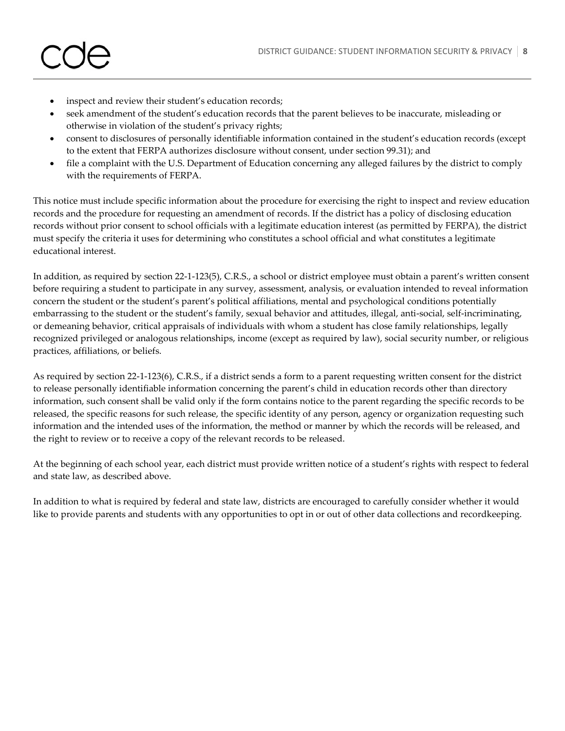- inspect and review their student's education records;
- seek amendment of the student's education records that the parent believes to be inaccurate, misleading or otherwise in violation of the student's privacy rights;
- consent to disclosures of personally identifiable information contained in the student's education records (except to the extent that FERPA authorizes disclosure without consent, under section 99.31); and
- file a complaint with the U.S. Department of Education concerning any alleged failures by the district to comply with the requirements of FERPA.

This notice must include specific information about the procedure for exercising the right to inspect and review education records and the procedure for requesting an amendment of records. If the district has a policy of disclosing education records without prior consent to school officials with a legitimate education interest (as permitted by FERPA), the district must specify the criteria it uses for determining who constitutes a school official and what constitutes a legitimate educational interest.

In addition, as required by section 22-1-123(5), C.R.S., a school or district employee must obtain a parent's written consent before requiring a student to participate in any survey, assessment, analysis, or evaluation intended to reveal information concern the student or the student's parent's political affiliations, mental and psychological conditions potentially embarrassing to the student or the student's family, sexual behavior and attitudes, illegal, anti-social, self-incriminating, or demeaning behavior, critical appraisals of individuals with whom a student has close family relationships, legally recognized privileged or analogous relationships, income (except as required by law), social security number, or religious practices, affiliations, or beliefs.

As required by section 22-1-123(6), C.R.S., if a district sends a form to a parent requesting written consent for the district to release personally identifiable information concerning the parent's child in education records other than directory information, such consent shall be valid only if the form contains notice to the parent regarding the specific records to be released, the specific reasons for such release, the specific identity of any person, agency or organization requesting such information and the intended uses of the information, the method or manner by which the records will be released, and the right to review or to receive a copy of the relevant records to be released.

At the beginning of each school year, each district must provide written notice of a student's rights with respect to federal and state law, as described above.

In addition to what is required by federal and state law, districts are encouraged to carefully consider whether it would like to provide parents and students with any opportunities to opt in or out of other data collections and recordkeeping.